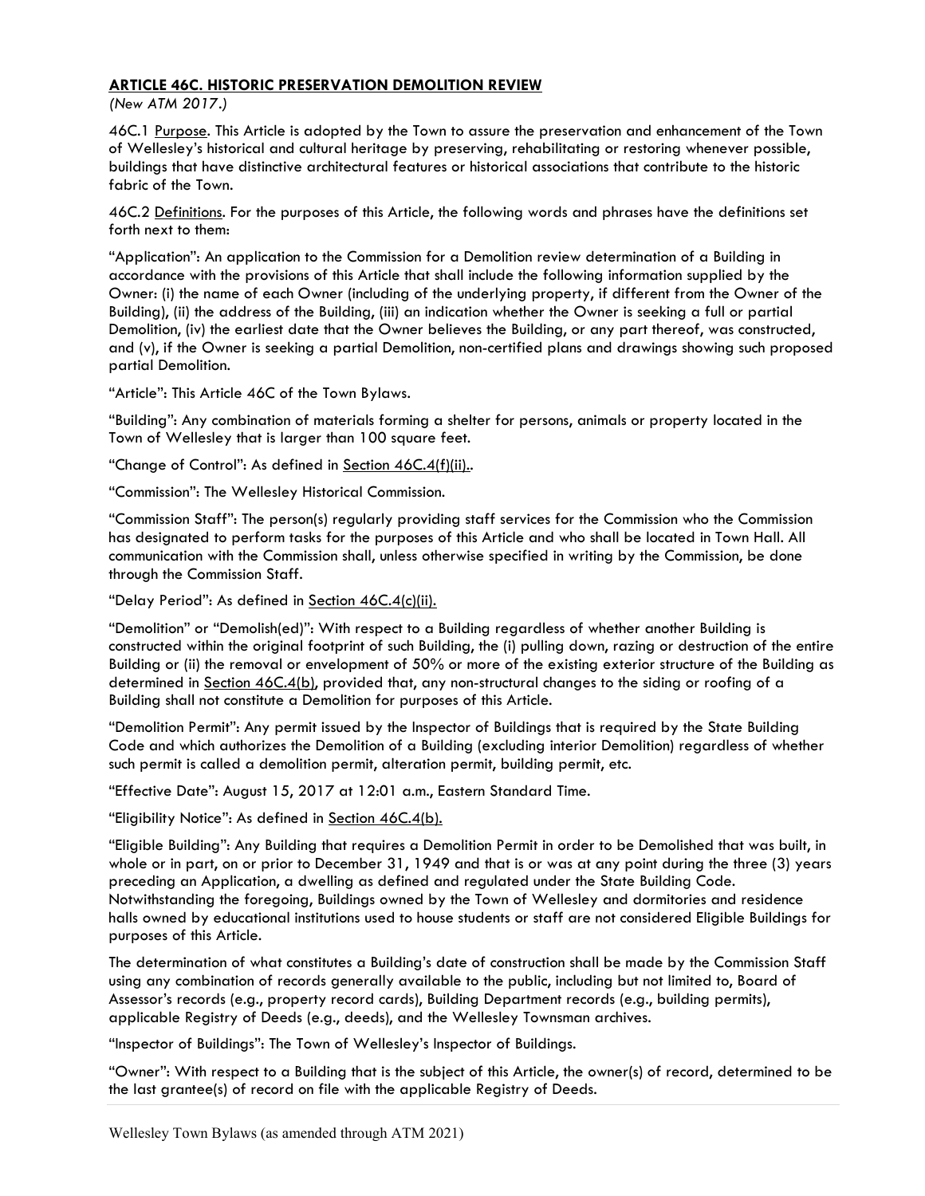## **ARTICLE 46C. HISTORIC PRESERVATION DEMOLITION REVIEW**

*(New ATM 2017.)*

46C.1 Purpose. This Article is adopted by the Town to assure the preservation and enhancement of the Town of Wellesley's historical and cultural heritage by preserving, rehabilitating or restoring whenever possible, buildings that have distinctive architectural features or historical associations that contribute to the historic fabric of the Town.

46C.2 Definitions. For the purposes of this Article, the following words and phrases have the definitions set forth next to them:

"Application": An application to the Commission for a Demolition review determination of a Building in accordance with the provisions of this Article that shall include the following information supplied by the Owner: (i) the name of each Owner (including of the underlying property, if different from the Owner of the Building), (ii) the address of the Building, (iii) an indication whether the Owner is seeking a full or partial Demolition, (iv) the earliest date that the Owner believes the Building, or any part thereof, was constructed, and (v), if the Owner is seeking a partial Demolition, non-certified plans and drawings showing such proposed partial Demolition.

"Article": This Article 46C of the Town Bylaws.

"Building": Any combination of materials forming a shelter for persons, animals or property located in the Town of Wellesley that is larger than 100 square feet.

"Change of Control": As defined in Section 46C.4(f)(ii)..

"Commission": The Wellesley Historical Commission.

"Commission Staff": The person(s) regularly providing staff services for the Commission who the Commission has designated to perform tasks for the purposes of this Article and who shall be located in Town Hall. All communication with the Commission shall, unless otherwise specified in writing by the Commission, be done through the Commission Staff.

"Delay Period": As defined in Section 46C.4(c)(ii).

"Demolition" or "Demolish(ed)": With respect to a Building regardless of whether another Building is constructed within the original footprint of such Building, the (i) pulling down, razing or destruction of the entire Building or (ii) the removal or envelopment of 50% or more of the existing exterior structure of the Building as determined in Section 46C.4(b), provided that, any non-structural changes to the siding or roofing of a Building shall not constitute a Demolition for purposes of this Article.

"Demolition Permit": Any permit issued by the Inspector of Buildings that is required by the State Building Code and which authorizes the Demolition of a Building (excluding interior Demolition) regardless of whether such permit is called a demolition permit, alteration permit, building permit, etc.

"Effective Date": August 15, 2017 at 12:01 a.m., Eastern Standard Time.

"Eligibility Notice": As defined in Section 46C.4(b).

"Eligible Building": Any Building that requires a Demolition Permit in order to be Demolished that was built, in whole or in part, on or prior to December 31, 1949 and that is or was at any point during the three (3) years preceding an Application, a dwelling as defined and regulated under the State Building Code. Notwithstanding the foregoing, Buildings owned by the Town of Wellesley and dormitories and residence halls owned by educational institutions used to house students or staff are not considered Eligible Buildings for purposes of this Article.

The determination of what constitutes a Building's date of construction shall be made by the Commission Staff using any combination of records generally available to the public, including but not limited to, Board of Assessor's records (e.g., property record cards), Building Department records (e.g., building permits), applicable Registry of Deeds (e.g., deeds), and the Wellesley Townsman archives.

"Inspector of Buildings": The Town of Wellesley's Inspector of Buildings.

"Owner": With respect to a Building that is the subject of this Article, the owner(s) of record, determined to be the last grantee(s) of record on file with the applicable Registry of Deeds.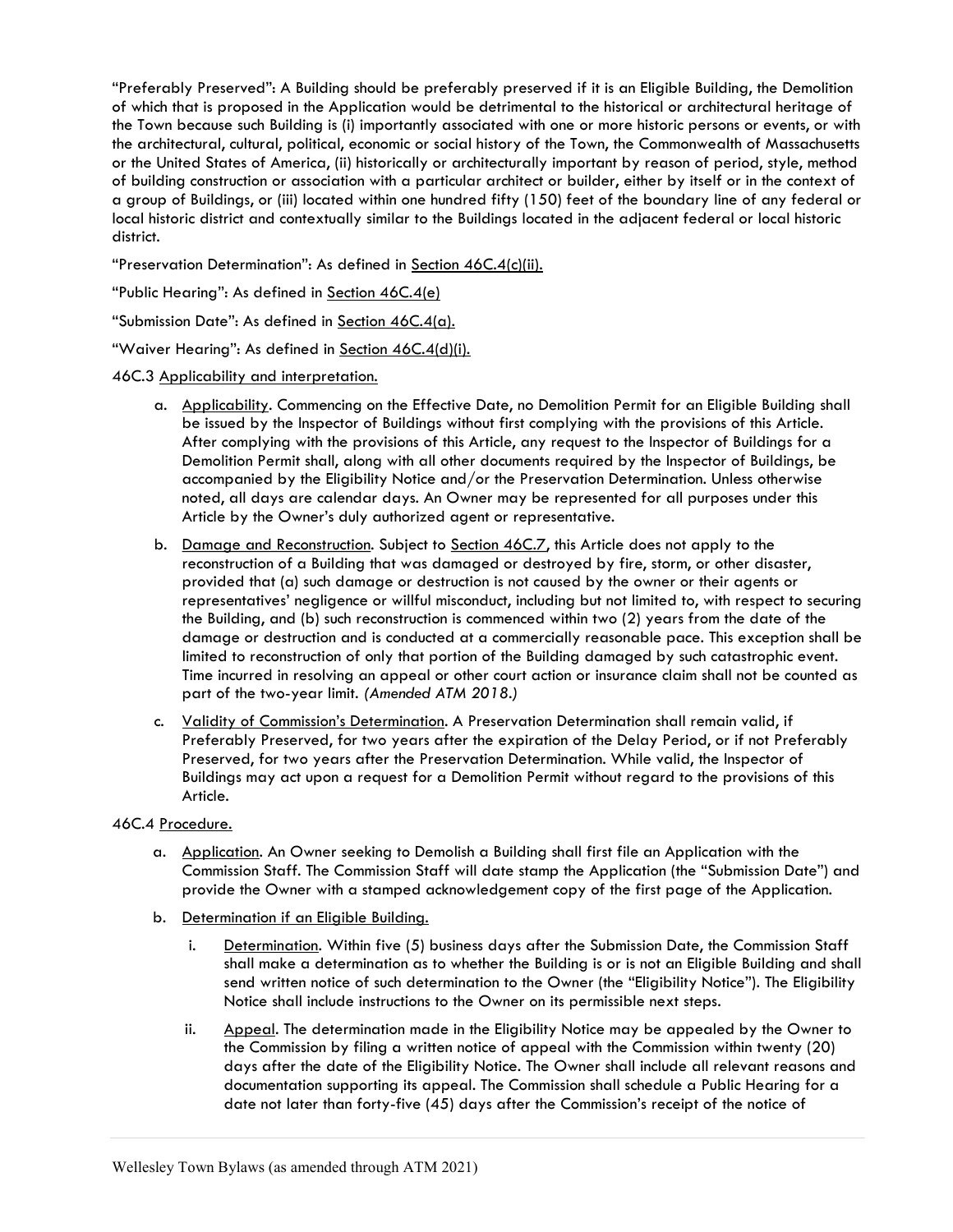"Preferably Preserved": A Building should be preferably preserved if it is an Eligible Building, the Demolition of which that is proposed in the Application would be detrimental to the historical or architectural heritage of the Town because such Building is (i) importantly associated with one or more historic persons or events, or with the architectural, cultural, political, economic or social history of the Town, the Commonwealth of Massachusetts or the United States of America, (ii) historically or architecturally important by reason of period, style, method of building construction or association with a particular architect or builder, either by itself or in the context of a group of Buildings, or (iii) located within one hundred fifty (150) feet of the boundary line of any federal or local historic district and contextually similar to the Buildings located in the adjacent federal or local historic district.

"Preservation Determination": As defined in Section 46C.4(c)(ii).

"Public Hearing": As defined in Section 46C.4(e)

"Submission Date": As defined in Section 46C.4(a).

"Waiver Hearing": As defined in Section 46C.4(d)(i).

46C.3 Applicability and interpretation.

a. Applicability. Commencing on the Effective Date, no Demolition Permit for an Eligible Building shall be issued by the Inspector of Buildings without first complying with the provisions of this Article. After complying with the provisions of this Article, any request to the Inspector of Buildings for a Demolition Permit shall, along with all other documents required by the Inspector of Buildings, be accompanied by the Eligibility Notice and/or the Preservation Determination. Unless otherwise noted, all days are calendar days. An Owner may be represented for all purposes under this Article by the Owner's duly authorized agent or representative.

b. Damage and Reconstruction. Subject to Section 46C.7, this Article does not apply to the reconstruction of a Building that was damaged or destroyed by fire, storm, or other disaster, provided that (a) such damage or destruction is not caused by the owner or their agents or representatives' negligence or willful misconduct, including but not limited to, with respect to securing the Building, and (b) such reconstruction is commenced within two (2) years from the date of the damage or destruction and is conducted at a commercially reasonable pace. This exception shall be limited to reconstruction of only that portion of the Building damaged by such catastrophic event. Time incurred in resolving an appeal or other court action or insurance claim shall not be counted as part of the two-year limit. *(Amended ATM 2018.)*

c. Validity of Commission's Determination. A Preservation Determination shall remain valid, if Preferably Preserved, for two years after the expiration of the Delay Period, or if not Preferably Preserved, for two years after the Preservation Determination. While valid, the Inspector of Buildings may act upon a request for a Demolition Permit without regard to the provisions of this Article.

46C.4 Procedure.

a. Application. An Owner seeking to Demolish a Building shall first file an Application with the Commission Staff. The Commission Staff will date stamp the Application (the "Submission Date") and provide the Owner with a stamped acknowledgement copy of the first page of the Application.

b. Determination if an Eligible Building.

   i. Determination. Within five (5) business days after the Submission Date, the Commission Staff shall make a determination as to whether the Building is or is not an Eligible Building and shall send written notice of such determination to the Owner (the "Eligibility Notice"). The Eligibility Notice shall include instructions to the Owner on its permissible next steps.

   ii. Appeal. The determination made in the Eligibility Notice may be appealed by the Owner to the Commission by filing a written notice of appeal with the Commission within twenty (20) days after the date of the Eligibility Notice. The Owner shall include all relevant reasons and documentation supporting its appeal. The Commission shall schedule a Public Hearing for a date not later than forty-five (45) days after the Commission's receipt of the notice of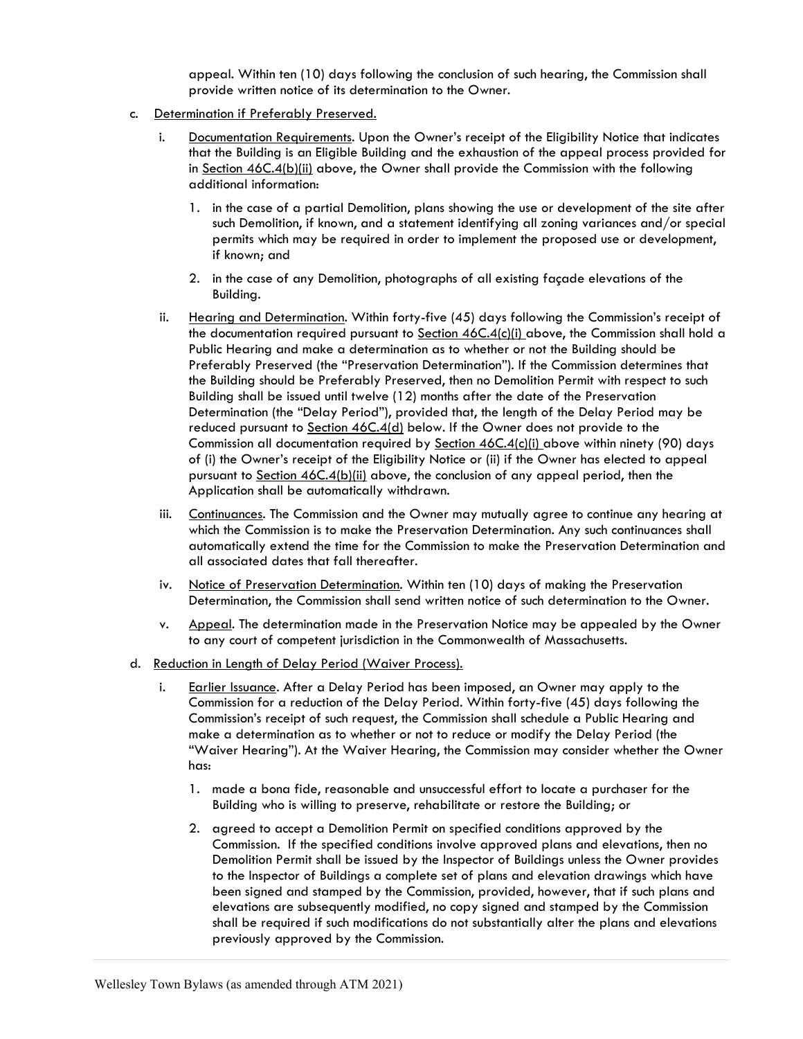appeal. Within ten (10) days following the conclusion of such hearing, the Commission shall provide written notice of its determination to the Owner.

c. Determination if Preferably Preserved.

   i. Documentation Requirements. Upon the Owner's receipt of the Eligibility Notice that indicates that the Building is an Eligible Building and the exhaustion of the appeal process provided for in Section 46C.4(b)(ii) above, the Owner shall provide the Commission with the following additional information:

      1. in the case of a partial Demolition, plans showing the use or development of the site after such Demolition, if known, and a statement identifying all zoning variances and/or special permits which may be required in order to implement the proposed use or development, if known; and

      2. in the case of any Demolition, photographs of all existing façade elevations of the Building.

   ii. Hearing and Determination. Within forty-five (45) days following the Commission's receipt of the documentation required pursuant to Section 46C.4(c)(i) above, the Commission shall hold a Public Hearing and make a determination as to whether or not the Building should be Preferably Preserved (the "Preservation Determination"). If the Commission determines that the Building should be Preferably Preserved, then no Demolition Permit with respect to such Building shall be issued until twelve (12) months after the date of the Preservation Determination (the "Delay Period"), provided that, the length of the Delay Period may be reduced pursuant to Section 46C.4(d) below. If the Owner does not provide to the Commission all documentation required by Section 46C.4(c)(i) above within ninety (90) days of (i) the Owner's receipt of the Eligibility Notice or (ii) if the Owner has elected to appeal pursuant to Section 46C.4(b)(ii) above, the conclusion of any appeal period, then the Application shall be automatically withdrawn.

   iii. Continuances. The Commission and the Owner may mutually agree to continue any hearing at which the Commission is to make the Preservation Determination. Any such continuances shall automatically extend the time for the Commission to make the Preservation Determination and all associated dates that fall thereafter.

   iv. Notice of Preservation Determination. Within ten (10) days of making the Preservation Determination, the Commission shall send written notice of such determination to the Owner.

   v. Appeal. The determination made in the Preservation Notice may be appealed by the Owner to any court of competent jurisdiction in the Commonwealth of Massachusetts.

d. Reduction in Length of Delay Period (Waiver Process).

   i. Earlier Issuance. After a Delay Period has been imposed, an Owner may apply to the Commission for a reduction of the Delay Period. Within forty-five (45) days following the Commission's receipt of such request, the Commission shall schedule a Public Hearing and make a determination as to whether or not to reduce or modify the Delay Period (the "Waiver Hearing"). At the Waiver Hearing, the Commission may consider whether the Owner has:

      1. made a bona fide, reasonable and unsuccessful effort to locate a purchaser for the Building who is willing to preserve, rehabilitate or restore the Building; or

      2. agreed to accept a Demolition Permit on specified conditions approved by the Commission. If the specified conditions involve approved plans and elevations, then no Demolition Permit shall be issued by the Inspector of Buildings unless the Owner provides to the Inspector of Buildings a complete set of plans and elevation drawings which have been signed and stamped by the Commission, provided, however, that if such plans and elevations are subsequently modified, no copy signed and stamped by the Commission shall be required if such modifications do not substantially alter the plans and elevations previously approved by the Commission.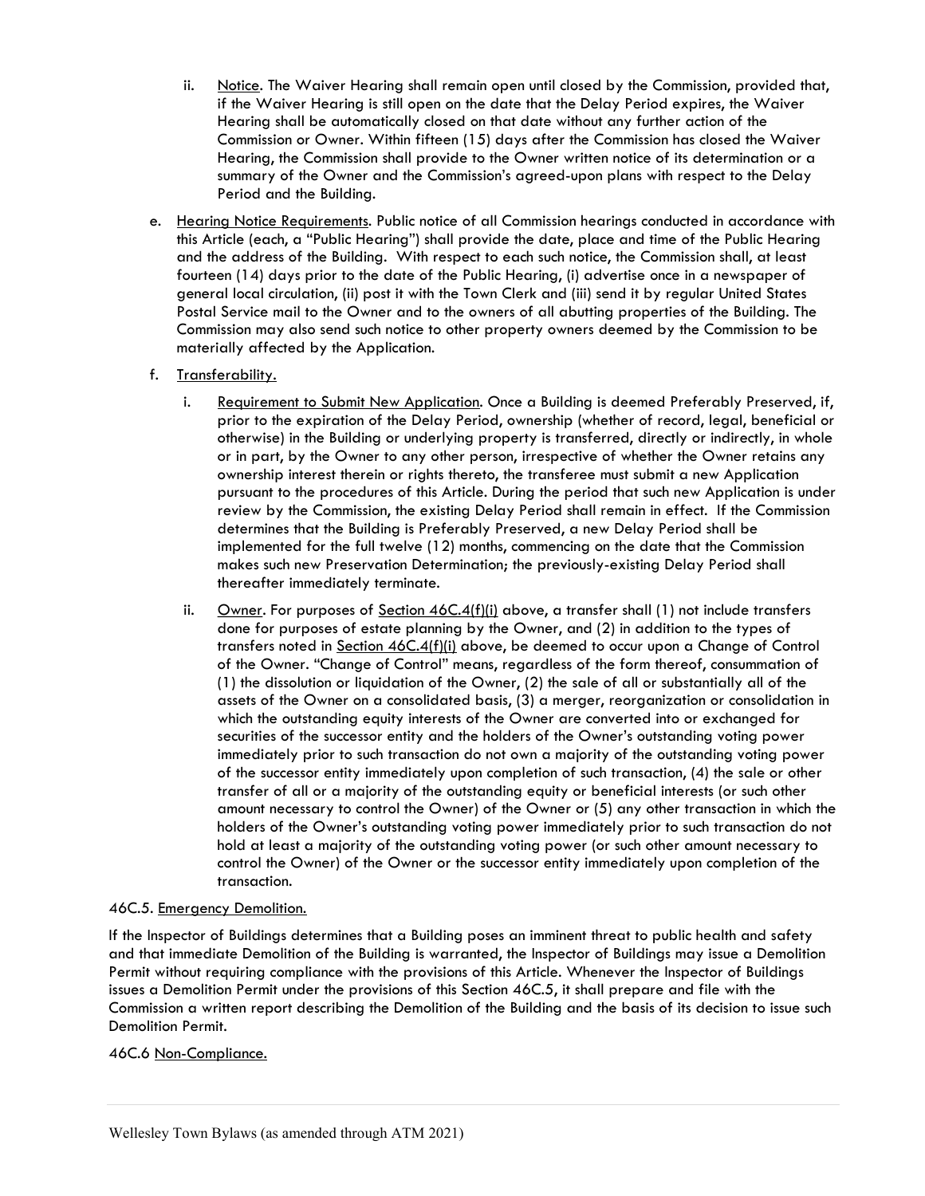ii. Notice. The Waiver Hearing shall remain open until closed by the Commission, provided that, if the Waiver Hearing is still open on the date that the Delay Period expires, the Waiver Hearing shall be automatically closed on that date without any further action of the Commission or Owner. Within fifteen (15) days after the Commission has closed the Waiver Hearing, the Commission shall provide to the Owner written notice of its determination or a summary of the Owner and the Commission's agreed-upon plans with respect to the Delay Period and the Building.

e. Hearing Notice Requirements. Public notice of all Commission hearings conducted in accordance with this Article (each, a "Public Hearing") shall provide the date, place and time of the Public Hearing and the address of the Building. With respect to each such notice, the Commission shall, at least fourteen (14) days prior to the date of the Public Hearing, (i) advertise once in a newspaper of general local circulation, (ii) post it with the Town Clerk and (iii) send it by regular United States Postal Service mail to the Owner and to the owners of all abutting properties of the Building. The Commission may also send such notice to other property owners deemed by the Commission to be materially affected by the Application.

f. Transferability.

i. Requirement to Submit New Application. Once a Building is deemed Preferably Preserved, if, prior to the expiration of the Delay Period, ownership (whether of record, legal, beneficial or otherwise) in the Building or underlying property is transferred, directly or indirectly, in whole or in part, by the Owner to any other person, irrespective of whether the Owner retains any ownership interest therein or rights thereto, the transferee must submit a new Application pursuant to the procedures of this Article. During the period that such new Application is under review by the Commission, the existing Delay Period shall remain in effect. If the Commission determines that the Building is Preferably Preserved, a new Delay Period shall be implemented for the full twelve (12) months, commencing on the date that the Commission makes such new Preservation Determination; the previously-existing Delay Period shall thereafter immediately terminate.

ii. Owner. For purposes of Section 46C.4(f)(i) above, a transfer shall (1) not include transfers done for purposes of estate planning by the Owner, and (2) in addition to the types of transfers noted in Section 46C.4(f)(i) above, be deemed to occur upon a Change of Control of the Owner. "Change of Control" means, regardless of the form thereof, consummation of (1) the dissolution or liquidation of the Owner, (2) the sale of all or substantially all of the assets of the Owner on a consolidated basis, (3) a merger, reorganization or consolidation in which the outstanding equity interests of the Owner are converted into or exchanged for securities of the successor entity and the holders of the Owner's outstanding voting power immediately prior to such transaction do not own a majority of the outstanding voting power of the successor entity immediately upon completion of such transaction, (4) the sale or other transfer of all or a majority of the outstanding equity or beneficial interests (or such other amount necessary to control the Owner) of the Owner or (5) any other transaction in which the holders of the Owner's outstanding voting power immediately prior to such transaction do not hold at least a majority of the outstanding voting power (or such other amount necessary to control the Owner) of the Owner or the successor entity immediately upon completion of the transaction.

46C.5. Emergency Demolition.

If the Inspector of Buildings determines that a Building poses an imminent threat to public health and safety and that immediate Demolition of the Building is warranted, the Inspector of Buildings may issue a Demolition Permit without requiring compliance with the provisions of this Article. Whenever the Inspector of Buildings issues a Demolition Permit under the provisions of this Section 46C.5, it shall prepare and file with the Commission a written report describing the Demolition of the Building and the basis of its decision to issue such Demolition Permit.

46C.6 Non-Compliance.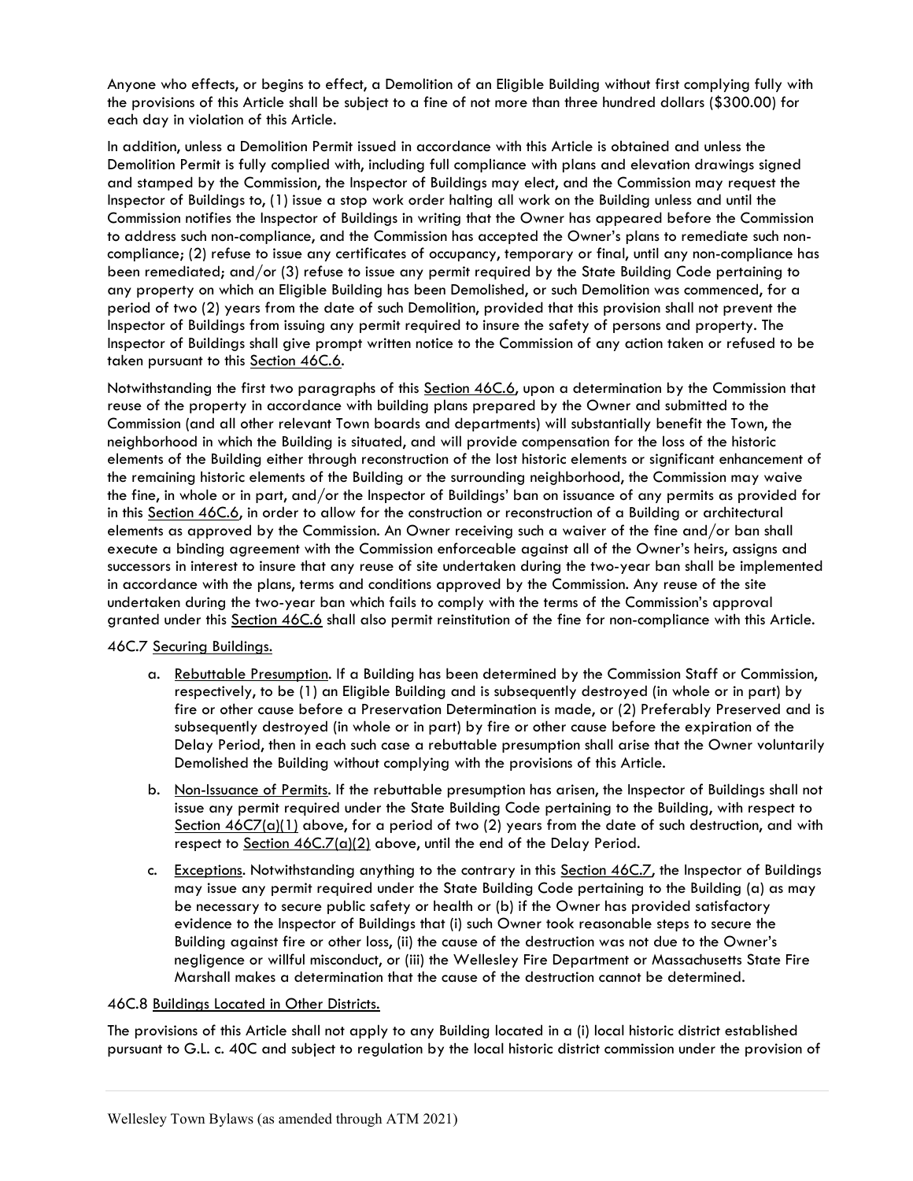Anyone who effects, or begins to effect, a Demolition of an Eligible Building without first complying fully with the provisions of this Article shall be subject to a fine of not more than three hundred dollars ($300.00) for each day in violation of this Article.

In addition, unless a Demolition Permit issued in accordance with this Article is obtained and unless the Demolition Permit is fully complied with, including full compliance with plans and elevation drawings signed and stamped by the Commission, the Inspector of Buildings may elect, and the Commission may request the Inspector of Buildings to, (1) issue a stop work order halting all work on the Building unless and until the Commission notifies the Inspector of Buildings in writing that the Owner has appeared before the Commission to address such non-compliance, and the Commission has accepted the Owner's plans to remediate such non-compliance; (2) refuse to issue any certificates of occupancy, temporary or final, until any non-compliance has been remediated; and/or (3) refuse to issue any permit required by the State Building Code pertaining to any property on which an Eligible Building has been Demolished, or such Demolition was commenced, for a period of two (2) years from the date of such Demolition, provided that this provision shall not prevent the Inspector of Buildings from issuing any permit required to insure the safety of persons and property. The Inspector of Buildings shall give prompt written notice to the Commission of any action taken or refused to be taken pursuant to this Section 46C.6.

Notwithstanding the first two paragraphs of this Section 46C.6, upon a determination by the Commission that reuse of the property in accordance with building plans prepared by the Owner and submitted to the Commission (and all other relevant Town boards and departments) will substantially benefit the Town, the neighborhood in which the Building is situated, and will provide compensation for the loss of the historic elements of the Building either through reconstruction of the lost historic elements or significant enhancement of the remaining historic elements of the Building or the surrounding neighborhood, the Commission may waive the fine, in whole or in part, and/or the Inspector of Buildings' ban on issuance of any permits as provided for in this Section 46C.6, in order to allow for the construction or reconstruction of a Building or architectural elements as approved by the Commission. An Owner receiving such a waiver of the fine and/or ban shall execute a binding agreement with the Commission enforceable against all of the Owner's heirs, assigns and successors in interest to insure that any reuse of site undertaken during the two-year ban shall be implemented in accordance with the plans, terms and conditions approved by the Commission. Any reuse of the site undertaken during the two-year ban which fails to comply with the terms of the Commission's approval granted under this Section 46C.6 shall also permit reinstitution of the fine for non-compliance with this Article.

46C.7 Securing Buildings.

a. Rebuttable Presumption. If a Building has been determined by the Commission Staff or Commission, respectively, to be (1) an Eligible Building and is subsequently destroyed (in whole or in part) by fire or other cause before a Preservation Determination is made, or (2) Preferably Preserved and is subsequently destroyed (in whole or in part) by fire or other cause before the expiration of the Delay Period, then in each such case a rebuttable presumption shall arise that the Owner voluntarily Demolished the Building without complying with the provisions of this Article.

b. Non-Issuance of Permits. If the rebuttable presumption has arisen, the Inspector of Buildings shall not issue any permit required under the State Building Code pertaining to the Building, with respect to Section 46C7(a)(1) above, for a period of two (2) years from the date of such destruction, and with respect to Section 46C.7(a)(2) above, until the end of the Delay Period.

c. Exceptions. Notwithstanding anything to the contrary in this Section 46C.7, the Inspector of Buildings may issue any permit required under the State Building Code pertaining to the Building (a) as may be necessary to secure public safety or health or (b) if the Owner has provided satisfactory evidence to the Inspector of Buildings that (i) such Owner took reasonable steps to secure the Building against fire or other loss, (ii) the cause of the destruction was not due to the Owner's negligence or willful misconduct, or (iii) the Wellesley Fire Department or Massachusetts State Fire Marshall makes a determination that the cause of the destruction cannot be determined.

46C.8 Buildings Located in Other Districts.

The provisions of this Article shall not apply to any Building located in a (i) local historic district established pursuant to G.L. c. 40C and subject to regulation by the local historic district commission under the provision of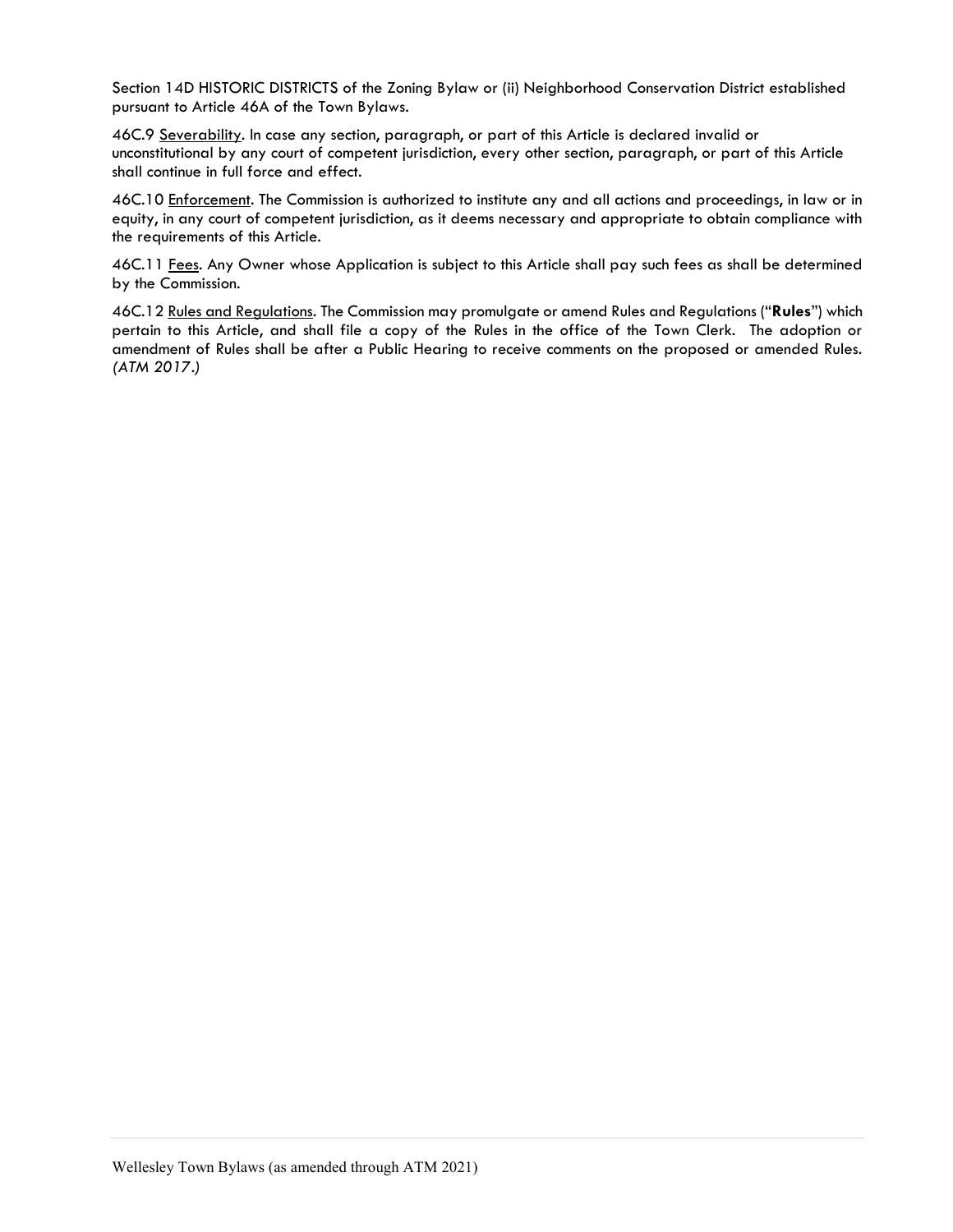Section 14D HISTORIC DISTRICTS of the Zoning Bylaw or (ii) Neighborhood Conservation District established pursuant to Article 46A of the Town Bylaws.

46C.9 Severability. In case any section, paragraph, or part of this Article is declared invalid or unconstitutional by any court of competent jurisdiction, every other section, paragraph, or part of this Article shall continue in full force and effect.

46C.10 Enforcement. The Commission is authorized to institute any and all actions and proceedings, in law or in equity, in any court of competent jurisdiction, as it deems necessary and appropriate to obtain compliance with the requirements of this Article.

46C.11 Fees. Any Owner whose Application is subject to this Article shall pay such fees as shall be determined by the Commission.

46C.12 Rules and Regulations. The Commission may promulgate or amend Rules and Regulations ("**Rules**") which pertain to this Article, and shall file a copy of the Rules in the office of the Town Clerk. The adoption or amendment of Rules shall be after a Public Hearing to receive comments on the proposed or amended Rules. *(ATM 2017.)*